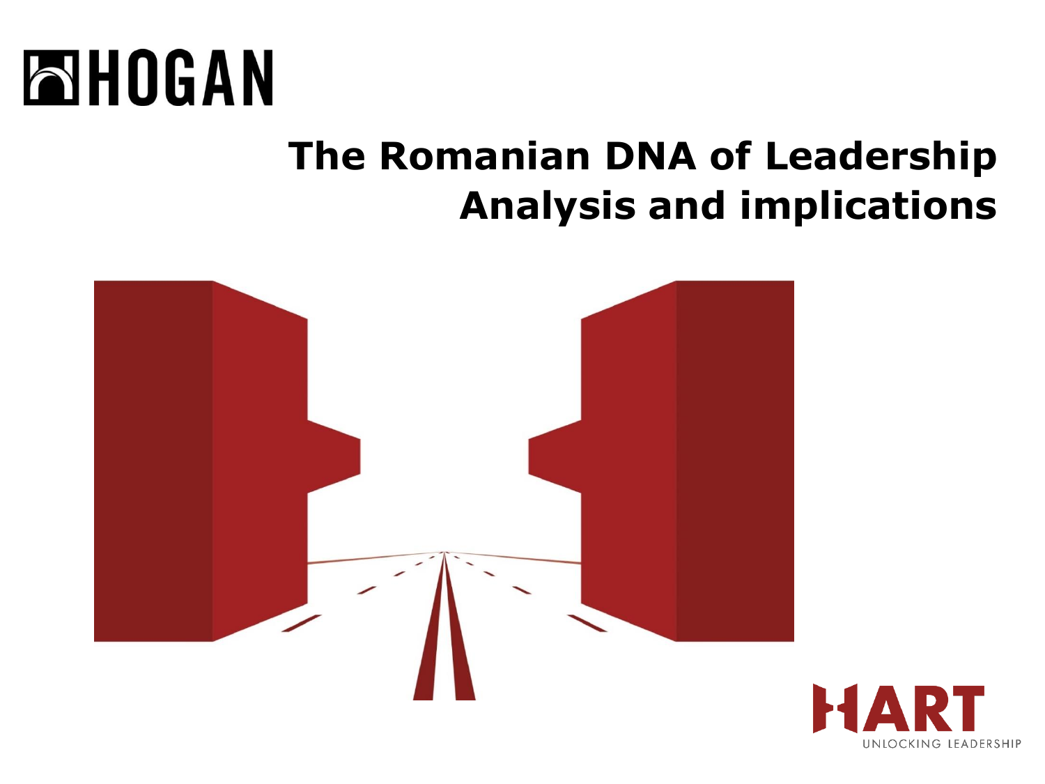HOGAN

# The Romanian DNA of Leadership Analysis and implications

HART UNLOCKING LEADERSHIP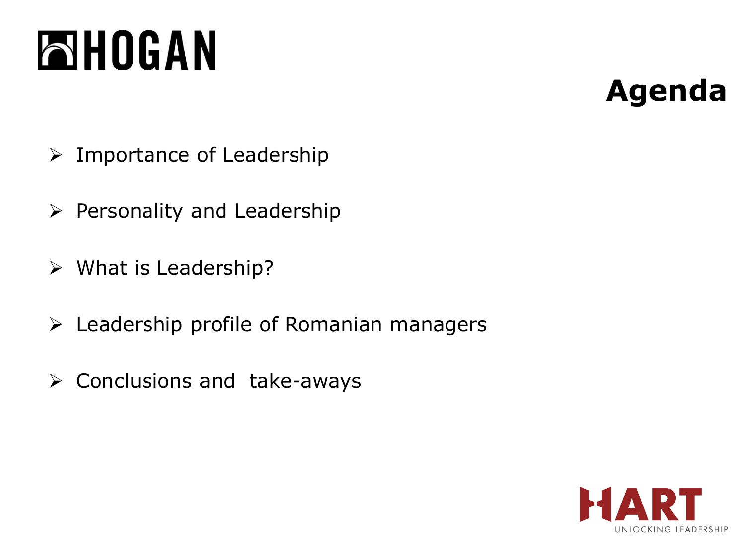# Agenda

- Importance of Leadership
- Personality and Leadership
- What is Leadership?
- Leadership profile of Romanian managers
- Conclusions and take-aways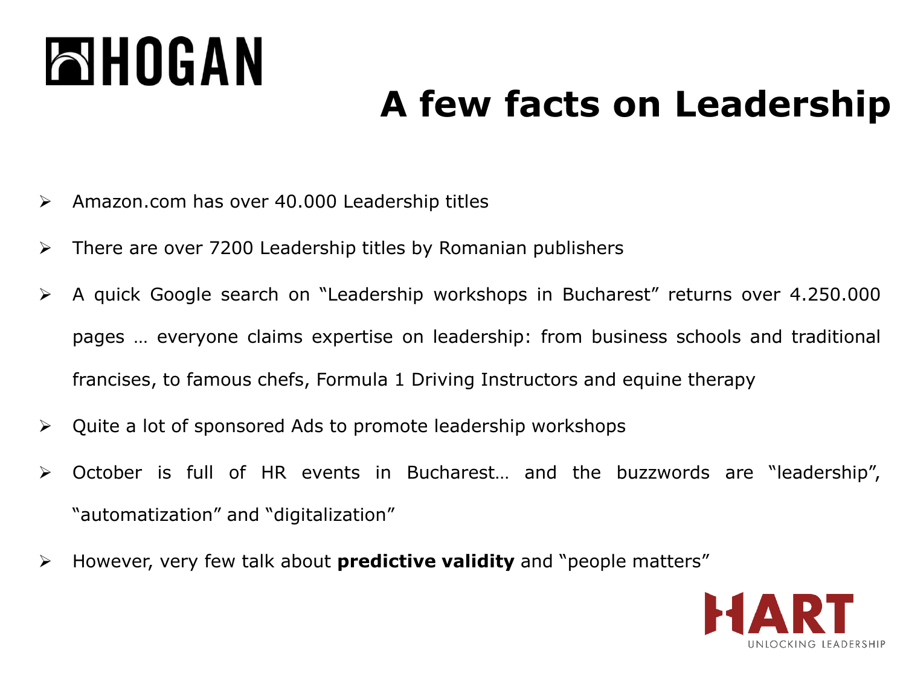# A few facts on Leadership

- Amazon.com has over 40.000 Leadership titles
- There are over 7200 Leadership titles by Romanian publishers
- A quick Google search on “Leadership workshops in Bucharest” returns over 4.250.000 pages … everyone claims expertise on leadership: from business schools and traditional francises, to famous chefs, Formula 1 Driving Instructors and equine therapy
- Quite a lot of sponsored Ads to promote leadership workshops
- October is full of HR events in Bucharest… and the buzzwords are “leadership”, “automatization” and “digitalization”
- However, very few talk about **predictive validity** and “people matters”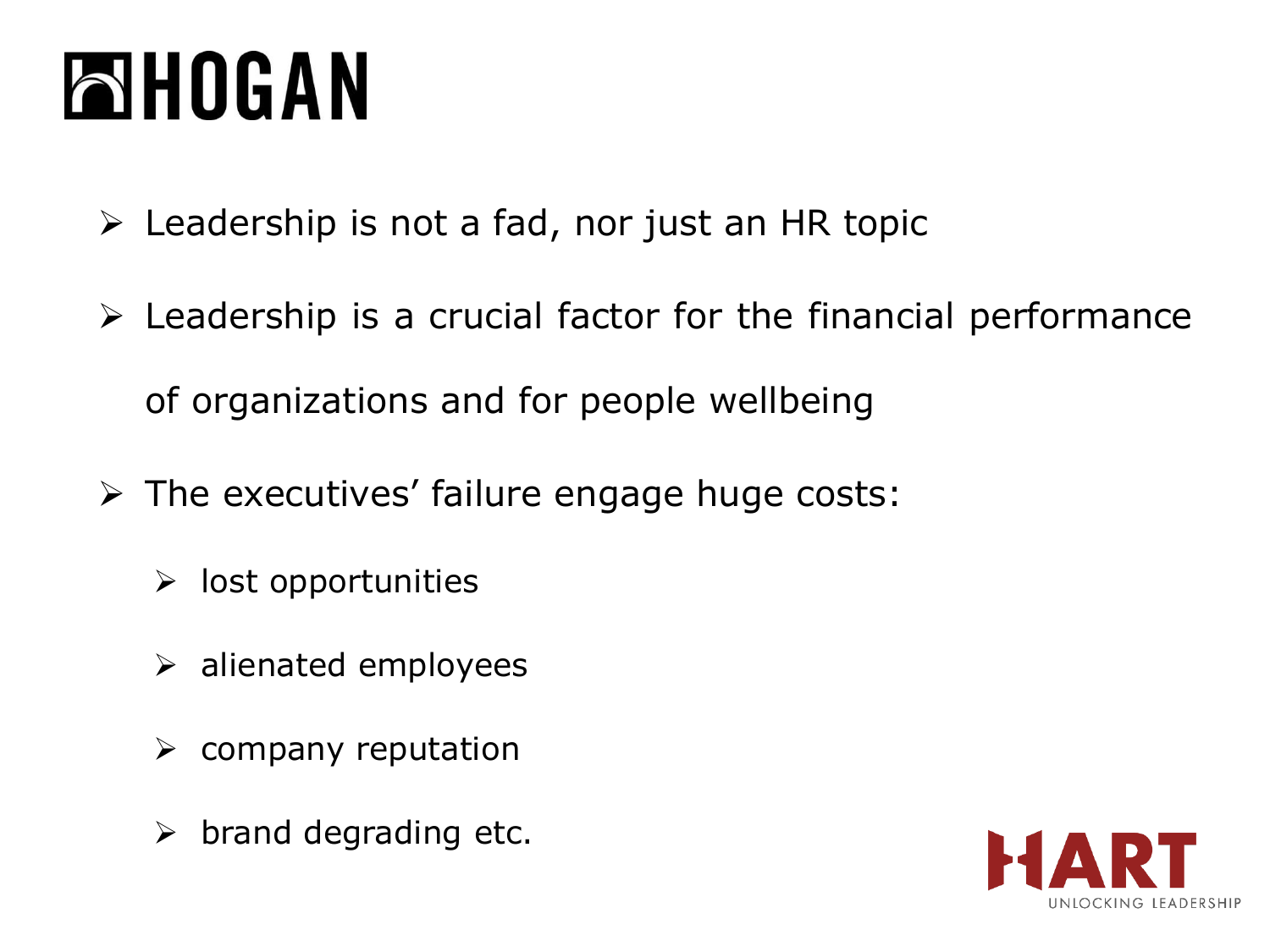# HOGAN

- Leadership is not a fad, nor just an HR topic
- Leadership is a crucial factor for the financial performance of organizations and for people wellbeing
- The executives' failure engage huge costs:
  - lost opportunities
  - alienated employees
  - company reputation
  - brand degrading etc.

HART
UNLOCKING LEADERSHIP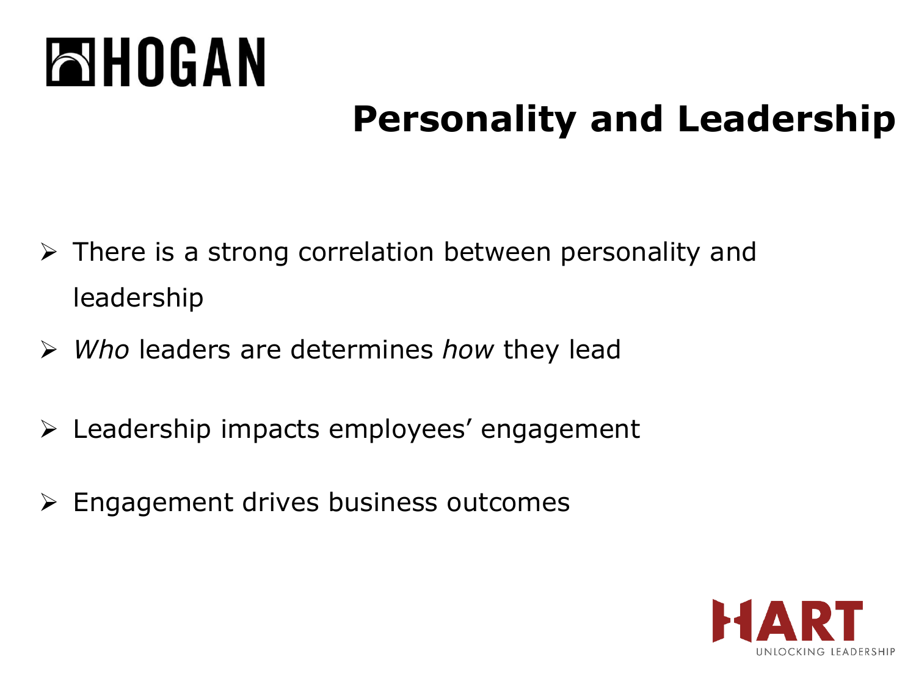# Personality and Leadership

- There is a strong correlation between personality and leadership
- *Who* leaders are determines *how* they lead
- Leadership impacts employees' engagement
- Engagement drives business outcomes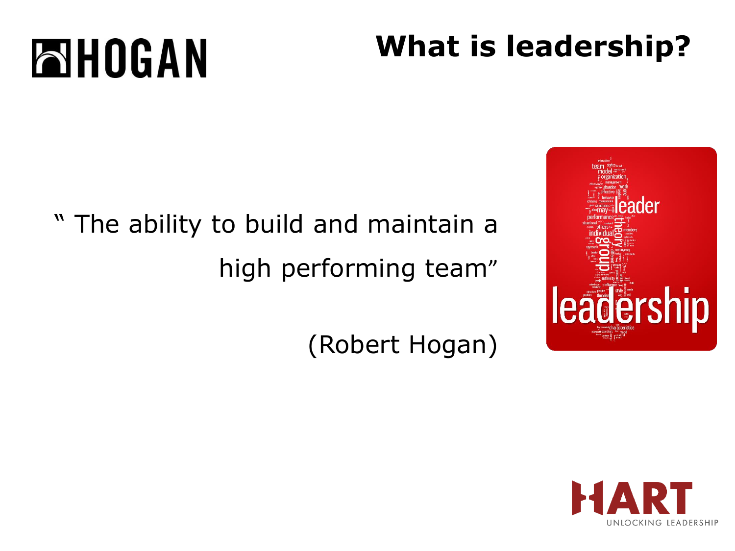# What is leadership?

" The ability to build and maintain a high performing team"

(Robert Hogan)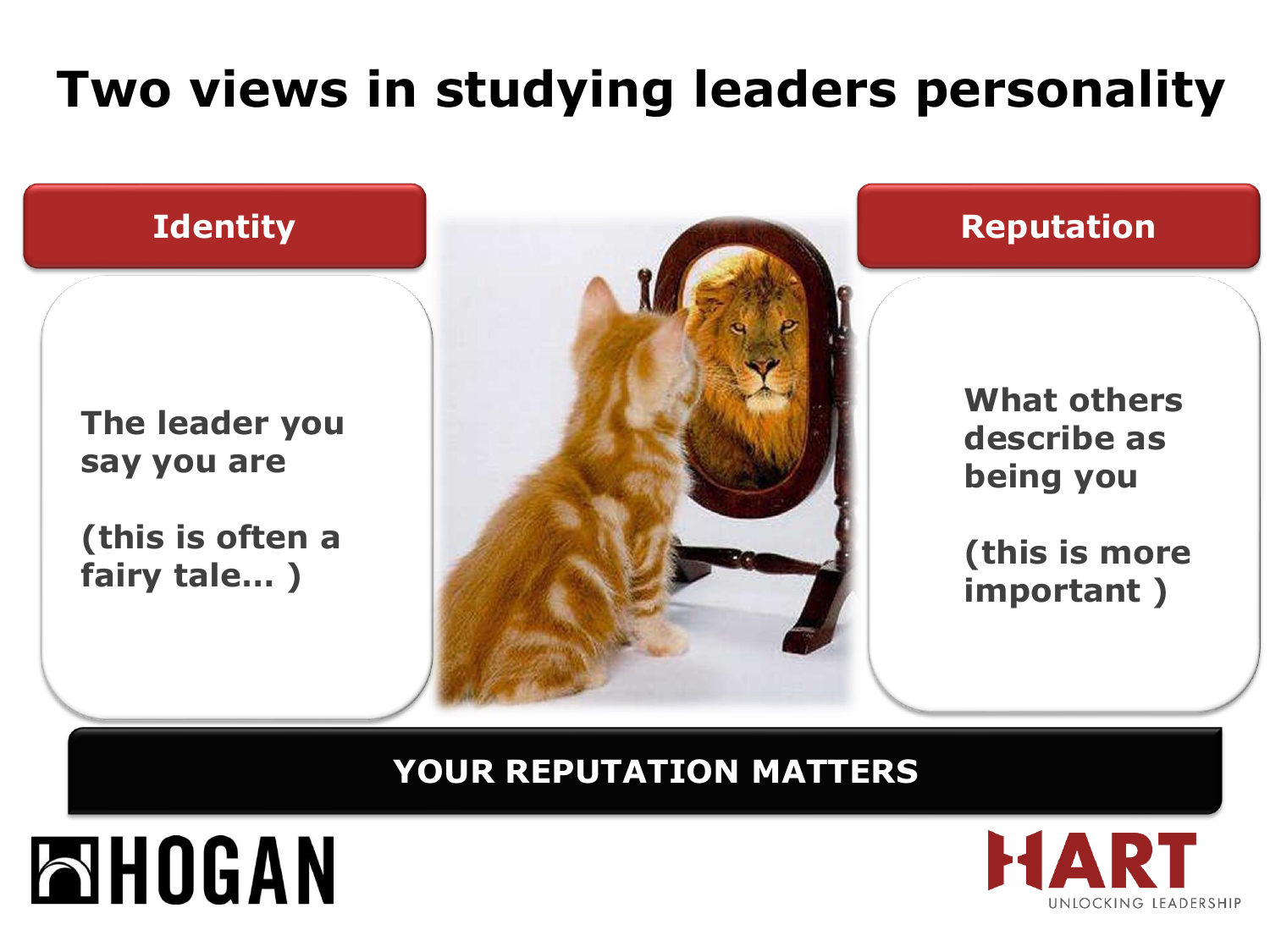# Two views in studying leaders personality

## Identity

The leader you say you are

(this is often a fairy tale... )

## Reputation

What others describe as being you

(this is more important )

**YOUR REPUTATION MATTERS**

HOGAN

HART
UNLOCKING LEADERSHIP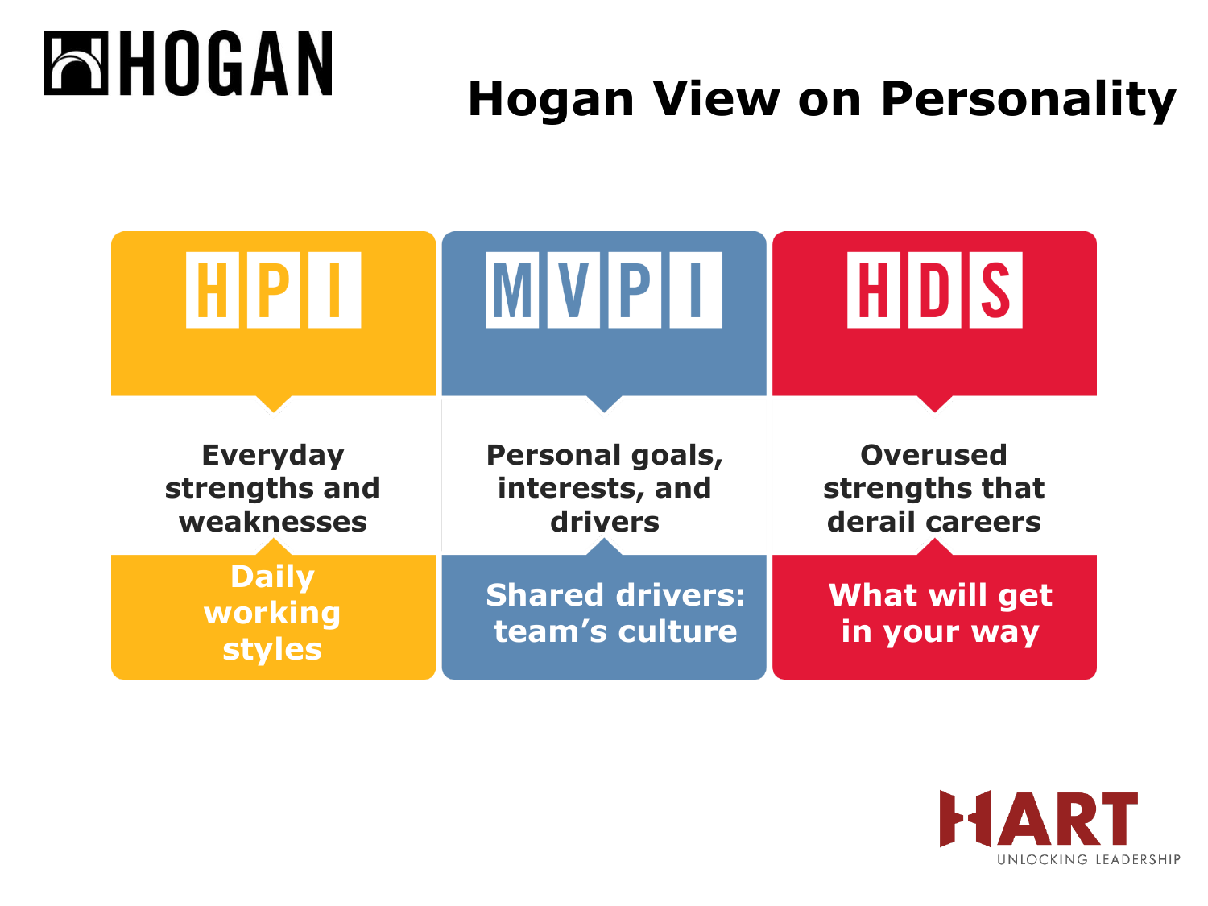# Hogan View on Personality

| HPI | MVPI | HDS |
| --- | --- | --- |
| Everyday strengths and weaknesses | Personal goals, interests, and drivers | Overused strengths that derail careers |
| **Daily working styles** | **Shared drivers: team's culture** | **What will get in your way** |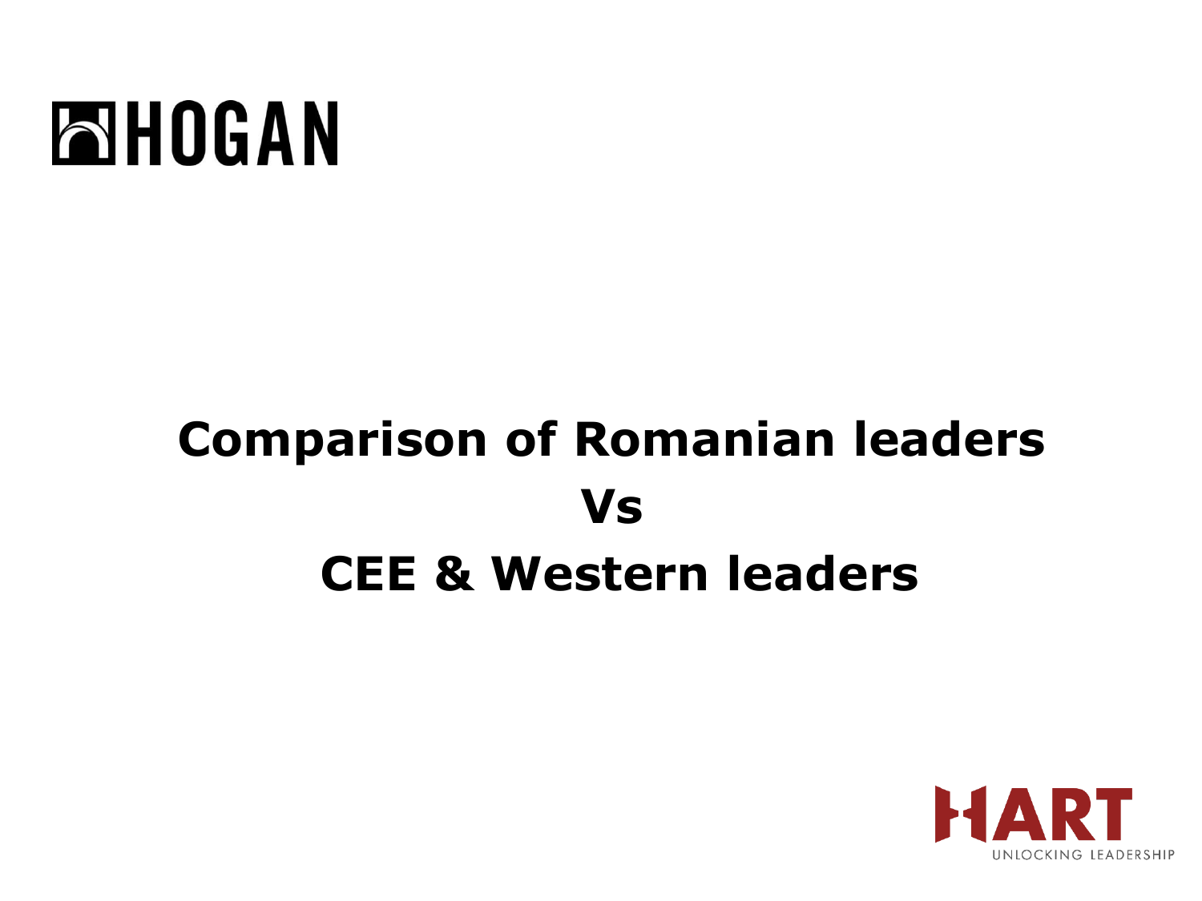HOGAN

# Comparison of Romanian leaders
# Vs
# CEE & Western leaders

HART

UNLOCKING LEADERSHIP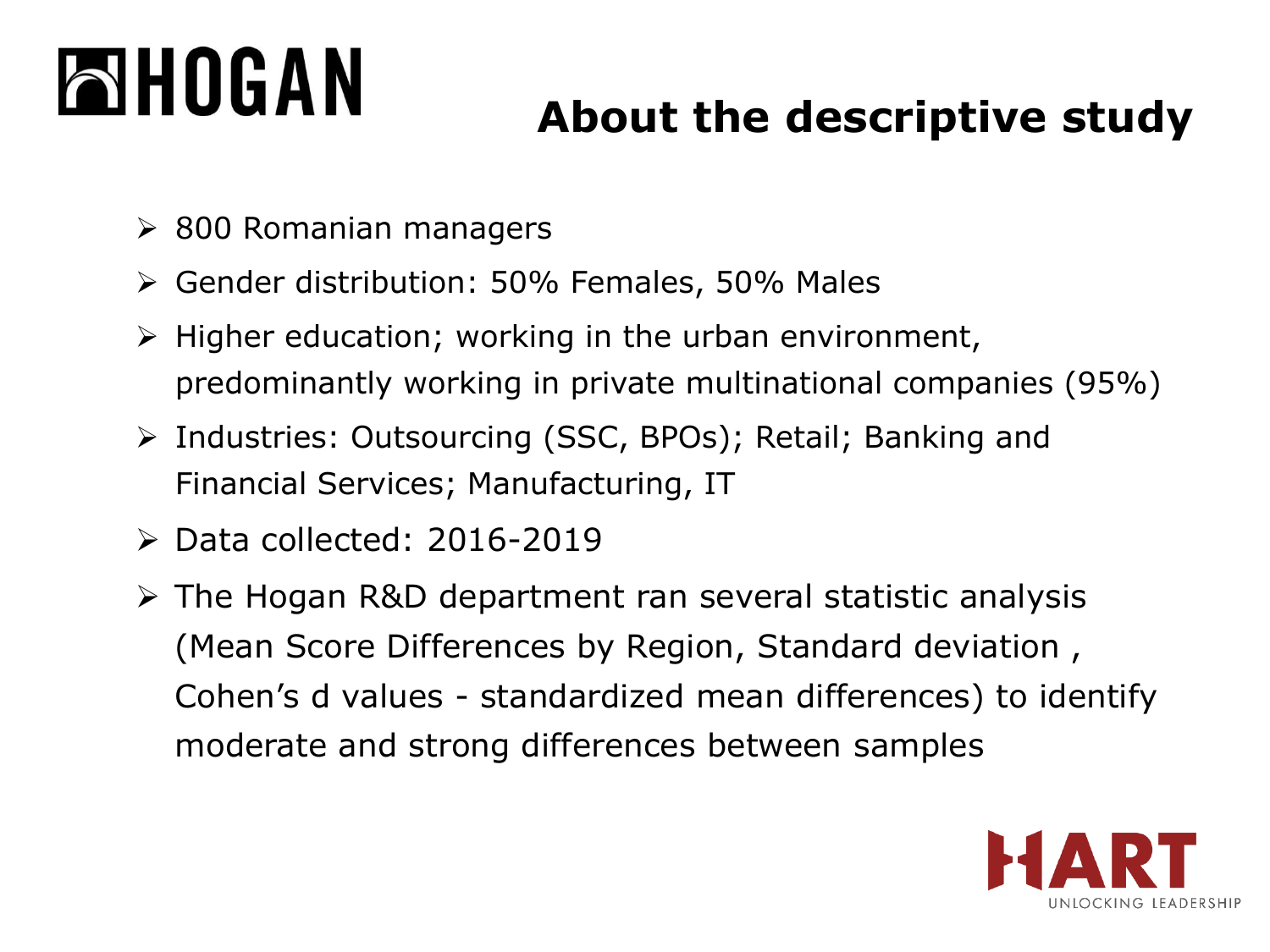# About the descriptive study

- 800 Romanian managers
- Gender distribution: 50% Females, 50% Males
- Higher education; working in the urban environment, predominantly working in private multinational companies (95%)
- Industries: Outsourcing (SSC, BPOs); Retail; Banking and Financial Services; Manufacturing, IT
- Data collected: 2016-2019
- The Hogan R&D department ran several statistic analysis (Mean Score Differences by Region, Standard deviation , Cohen's d values - standardized mean differences) to identify moderate and strong differences between samples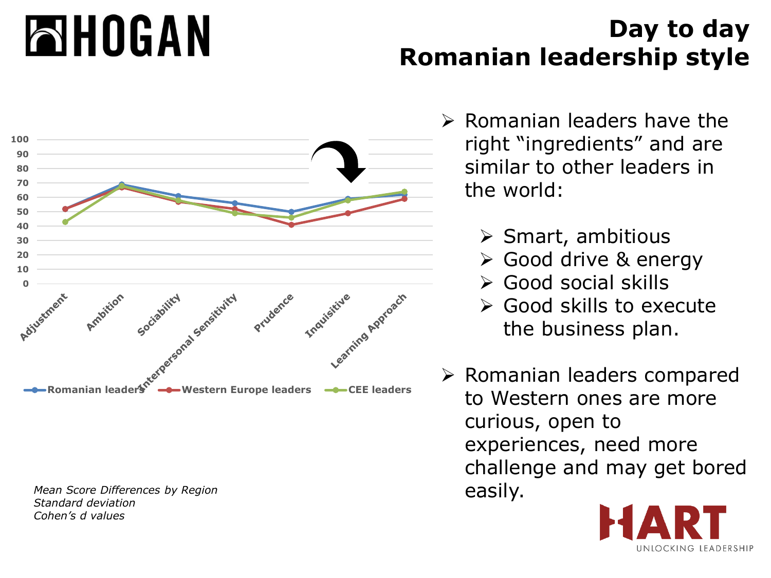# Day to day Romanian leadership style

| | Adjustment | Ambition | Sociability | Interpersonal Sensitivity | Prudence | Inquisitive | Learning Approach |
|---|---|---|---|---|---|---|---|
| Romanian leaders | 52 | 69 | 61 | 56 | 50 | 59 | 62 |
| Western Europe leaders | 52 | 67 | 57 | 52 | 41 | 49 | 59 |
| CEE leaders | 43 | 68 | 58 | 49 | 46 | 58 | 64 |

*Mean Score Differences by Region*
*Standard deviation*
*Cohen's d values*

- Romanian leaders have the right "ingredients" and are similar to other leaders in the world:
  - Smart, ambitious
  - Good drive & energy
  - Good social skills
  - Good skills to execute the business plan.
- Romanian leaders compared to Western ones are more curious, open to experiences, need more challenge and may get bored easily.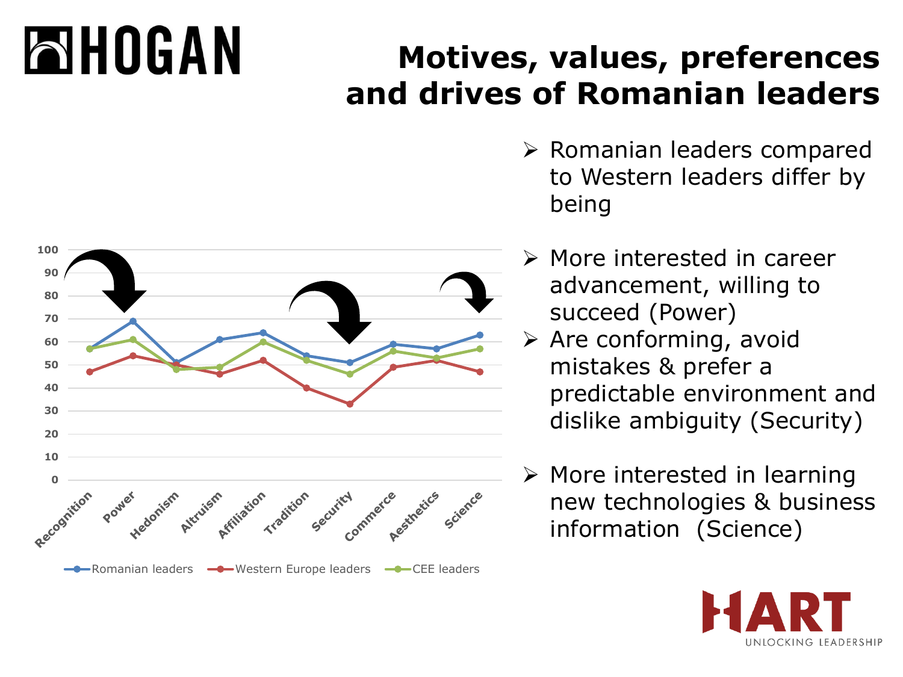# Motives, values, preferences and drives of Romanian leaders

- Romanian leaders compared to Western leaders differ by being
- More interested in career advancement, willing to succeed (Power)
- Are conforming, avoid mistakes & prefer a predictable environment and dislike ambiguity (Security)
- More interested in learning new technologies & business information (Science)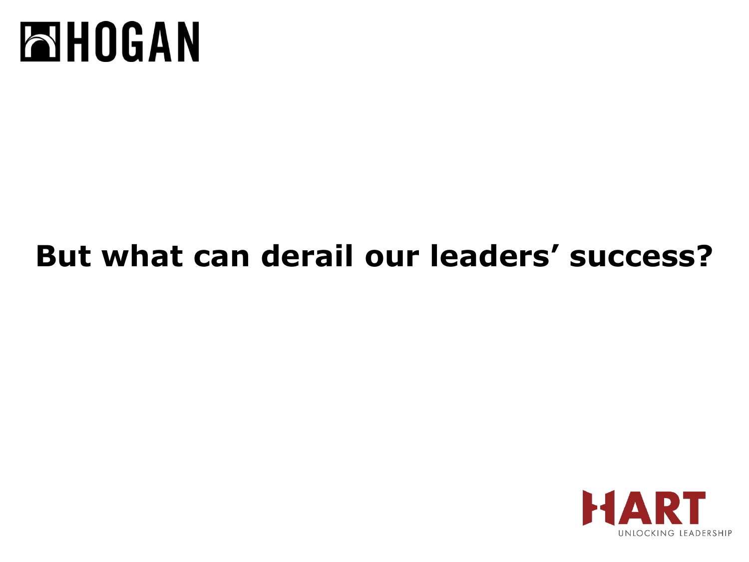# But what can derail our leaders' success?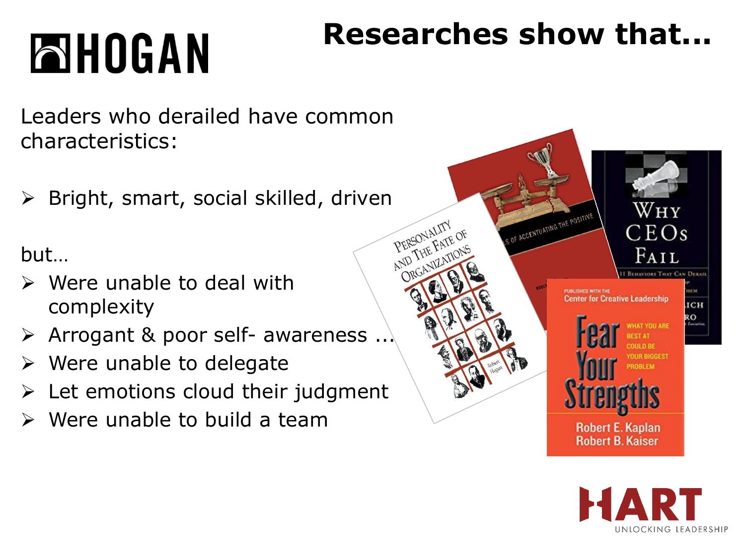# Researches show that…

Leaders who derailed have common characteristics:

- Bright, smart, social skilled, driven

but…

- Were unable to deal with complexity
- Arrogant & poor self- awareness ...
- Were unable to delegate
- Let emotions cloud their judgment
- Were unable to build a team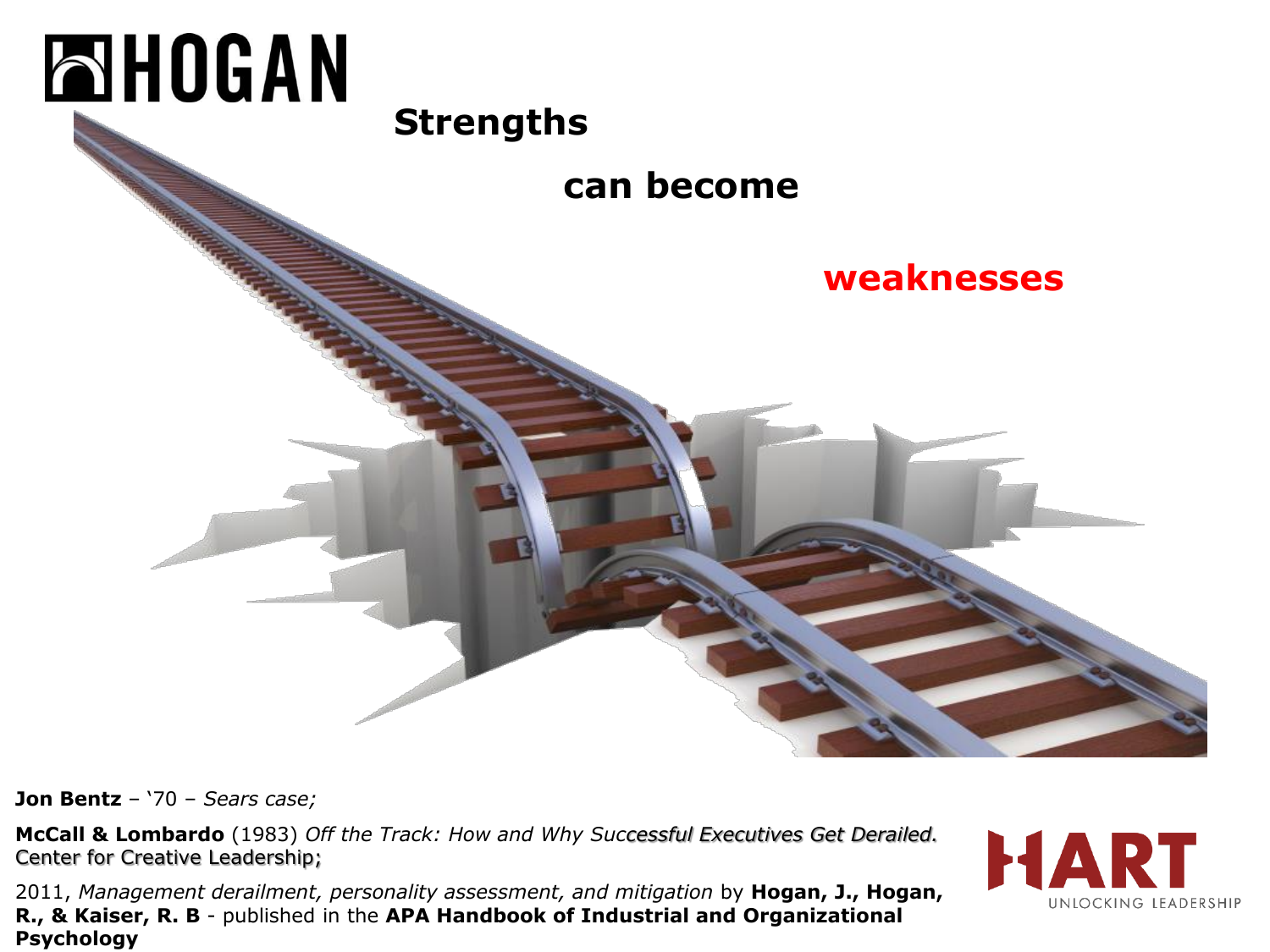HOGAN

**Strengths**

**can become**

**weaknesses**

**Jon Bentz** – '70 – *Sears case;*

**McCall & Lombardo** (1983) *Off the Track: How and Why Successful Executives Get Derailed*. Center for Creative Leadership;

2011, *Management derailment, personality assessment, and mitigation* by **Hogan, J., Hogan, R., & Kaiser, R. B** - published in the **APA Handbook of Industrial and Organizational Psychology**

HART UNLOCKING LEADERSHIP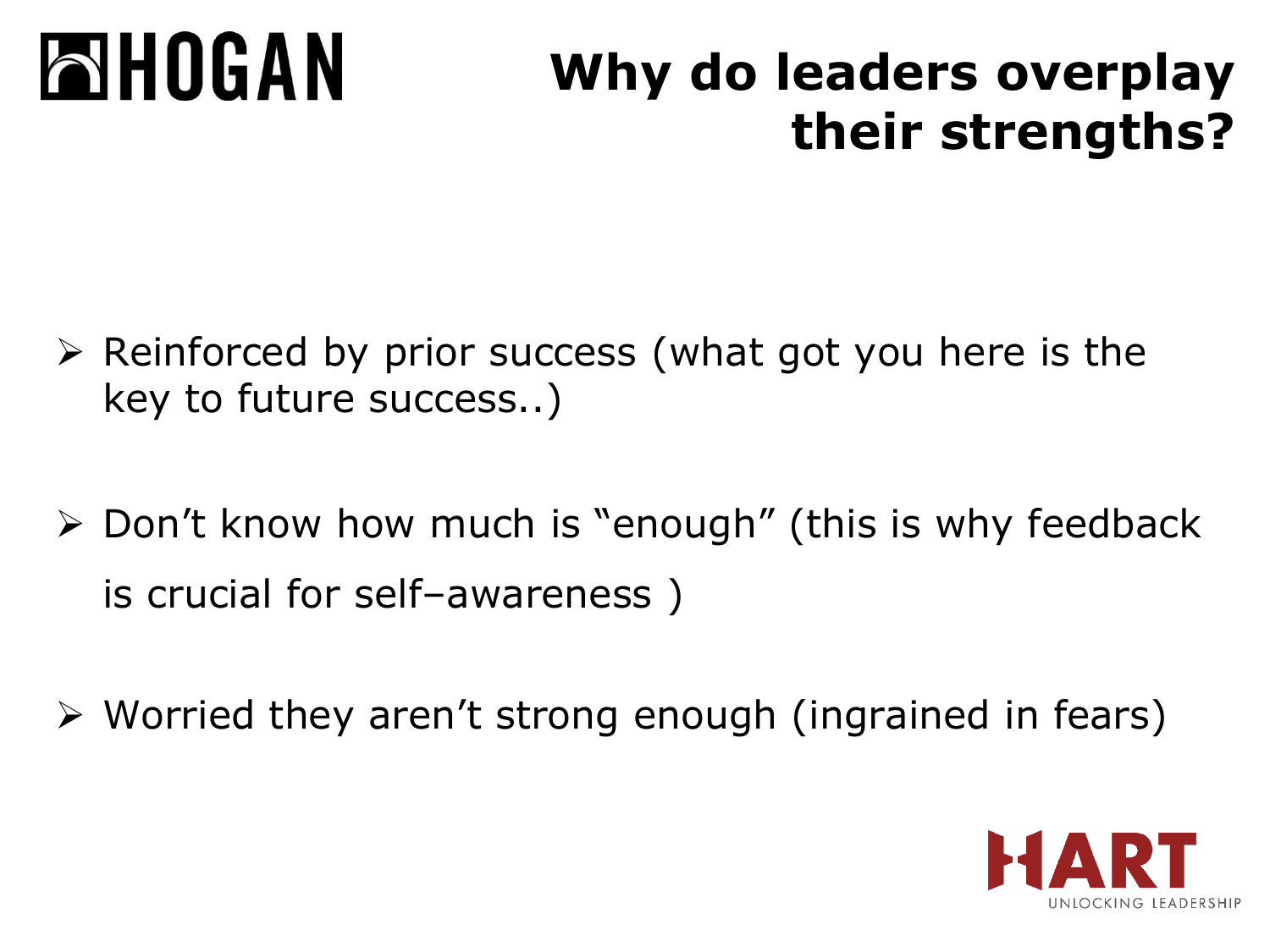# Why do leaders overplay their strengths?

- Reinforced by prior success (what got you here is the key to future success..)
- Don't know how much is "enough" (this is why feedback is crucial for self–awareness )
- Worried they aren't strong enough (ingrained in fears)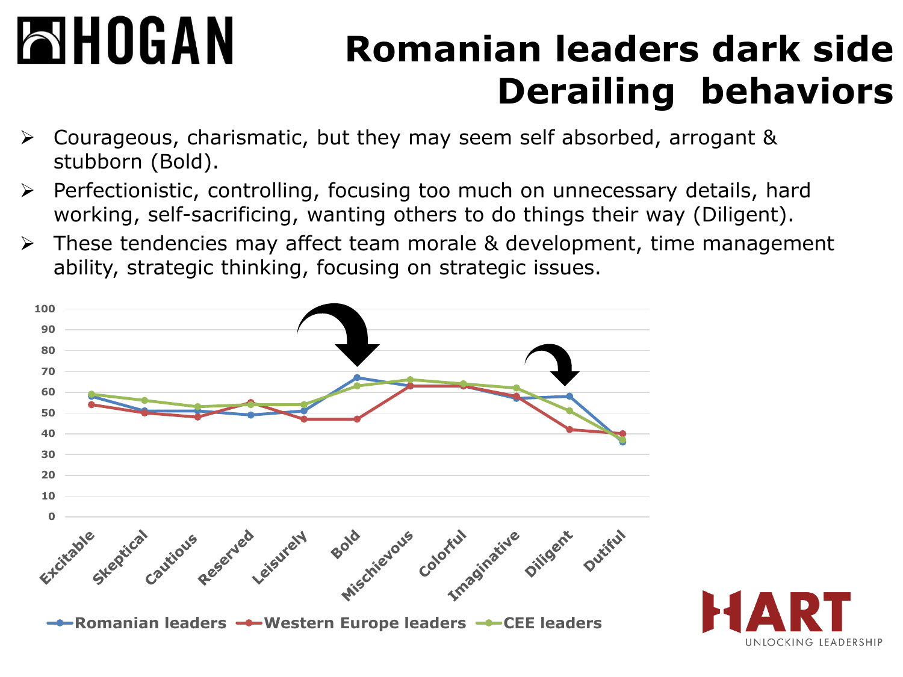# Romanian leaders dark side Derailing behaviors

- Courageous, charismatic, but they may seem self absorbed, arrogant & stubborn (Bold).
- Perfectionistic, controlling, focusing too much on unnecessary details, hard working, self-sacrificing, wanting others to do things their way (Diligent).
- These tendencies may affect team morale & development, time management ability, strategic thinking, focusing on strategic issues.

| Scale | Romanian leaders | Western Europe leaders | CEE leaders |
| --- | --- | --- | --- |
| Excitable | 58 | 54 | 59 |
| Skeptical | 51 | 50 | 56 |
| Cautious | 51 | 48 | 53 |
| Reserved | 49 | 55 | 54 |
| Leisurely | 51 | 47 | 54 |
| Bold | 67 | 47 | 63 |
| Mischievous | 63 | 63 | 66 |
| Colorful | 63 | 63 | 64 |
| Imaginative | 57 | 58 | 62 |
| Diligent | 58 | 42 | 51 |
| Dutiful | 36 | 40 | 37 |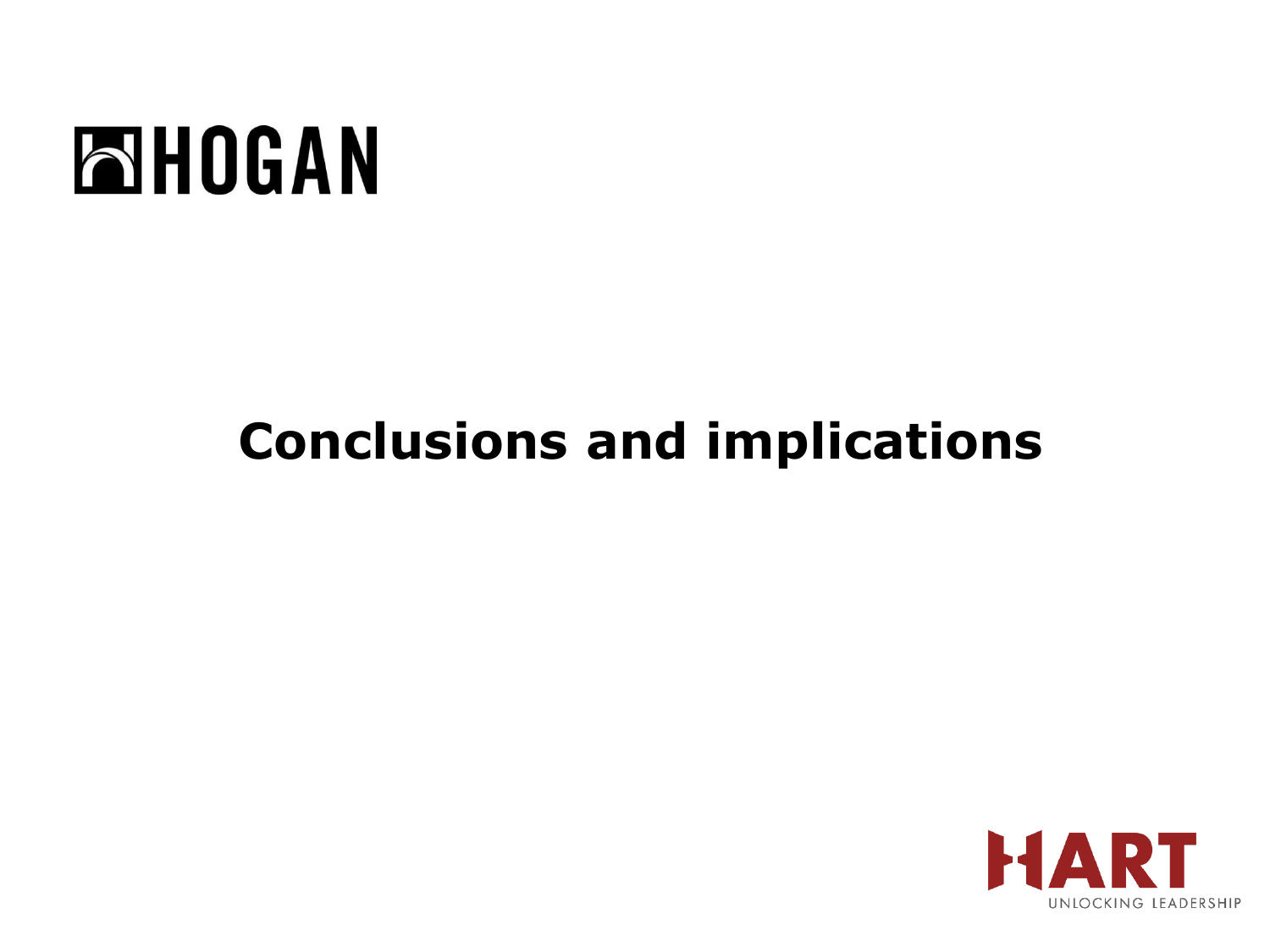# Conclusions and implications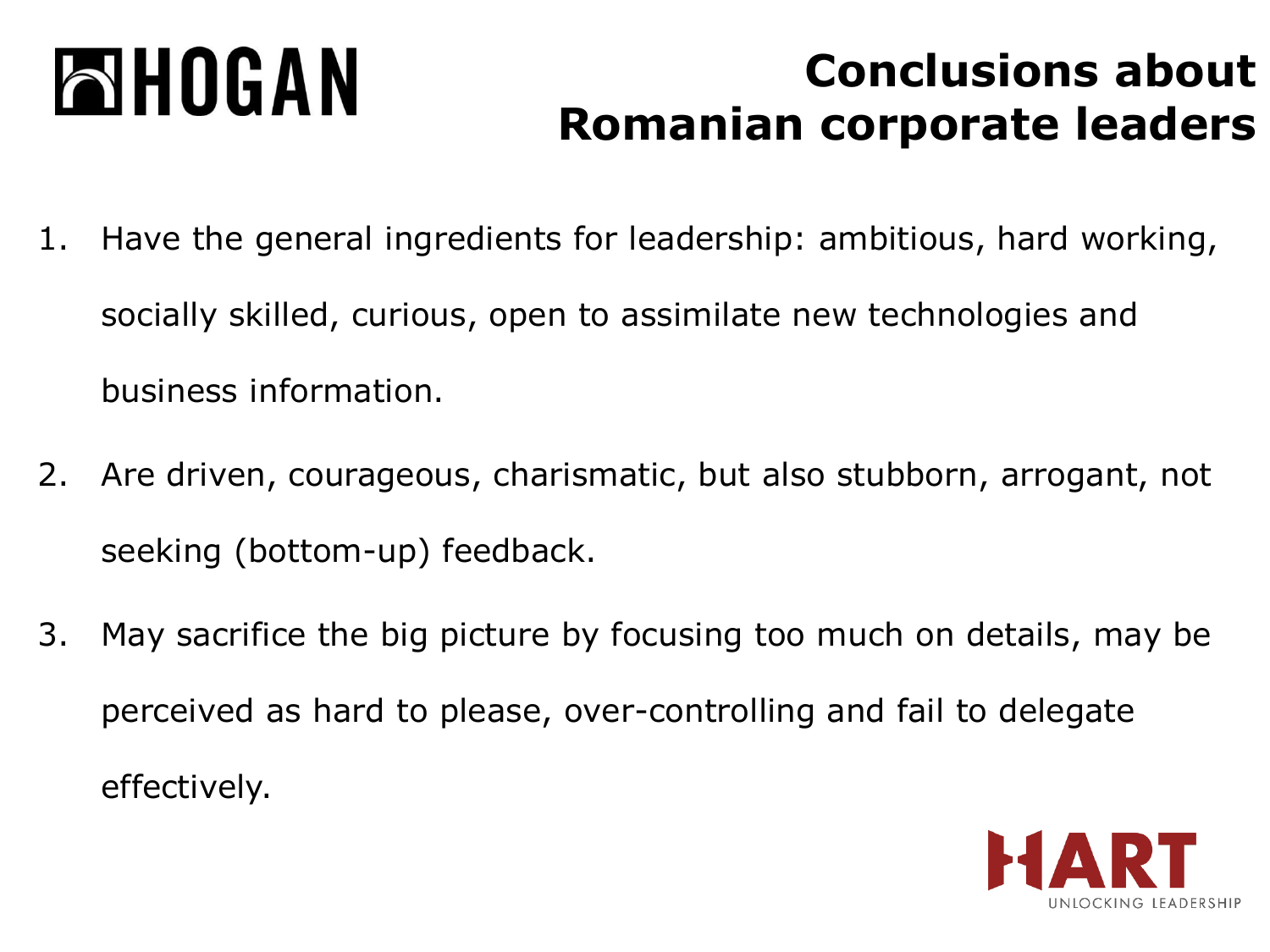# Conclusions about Romanian corporate leaders

1. Have the general ingredients for leadership: ambitious, hard working, socially skilled, curious, open to assimilate new technologies and business information.
2. Are driven, courageous, charismatic, but also stubborn, arrogant, not seeking (bottom-up) feedback.
3. May sacrifice the big picture by focusing too much on details, may be perceived as hard to please, over-controlling and fail to delegate effectively.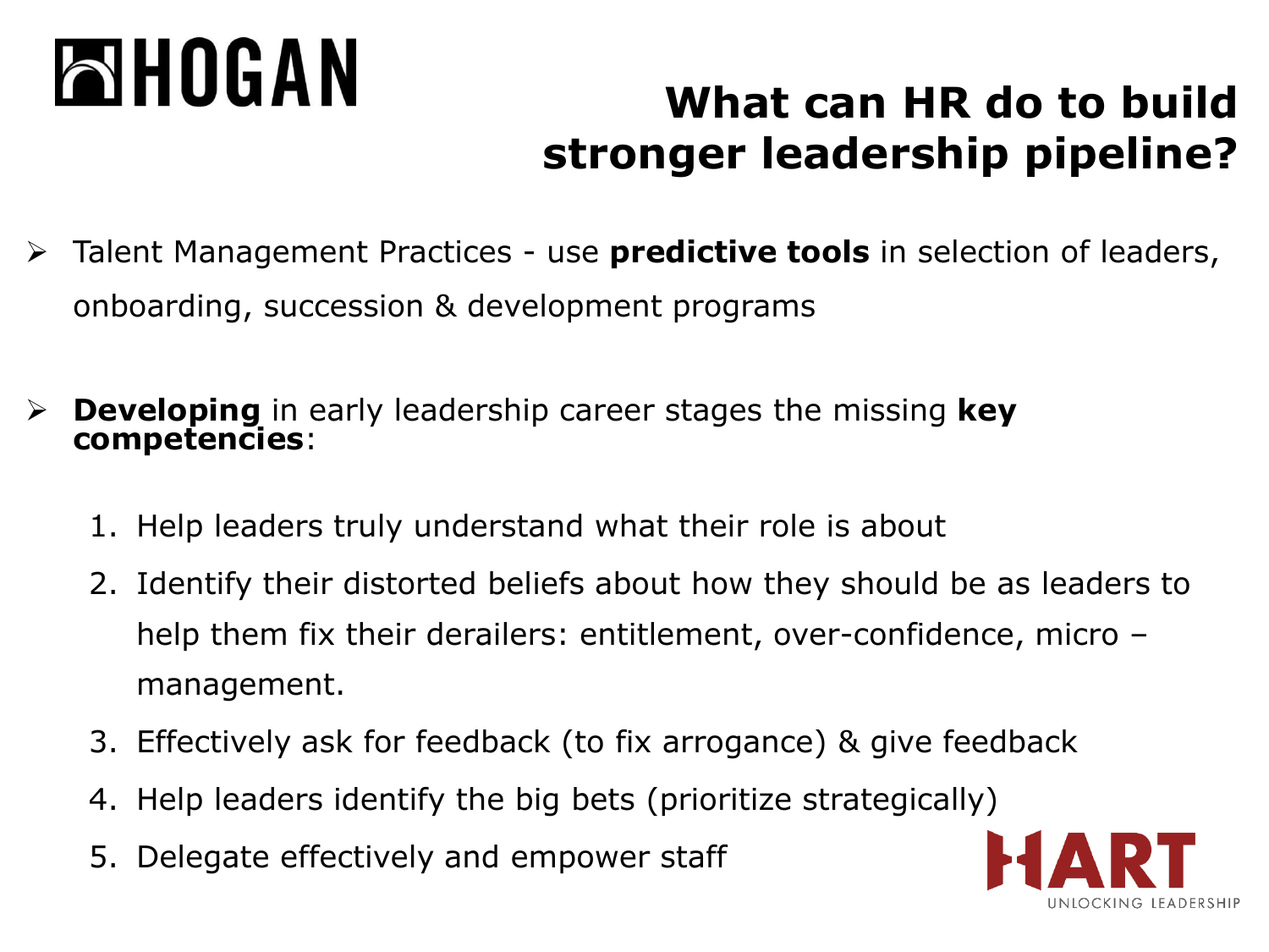# What can HR do to build stronger leadership pipeline?

- Talent Management Practices - use **predictive tools** in selection of leaders, onboarding, succession & development programs

- **Developing** in early leadership career stages the missing **key competencies**:

  1. Help leaders truly understand what their role is about
  2. Identify their distorted beliefs about how they should be as leaders to help them fix their derailers: entitlement, over-confidence, micro – management.
  3. Effectively ask for feedback (to fix arrogance) & give feedback
  4. Help leaders identify the big bets (prioritize strategically)
  5. Delegate effectively and empower staff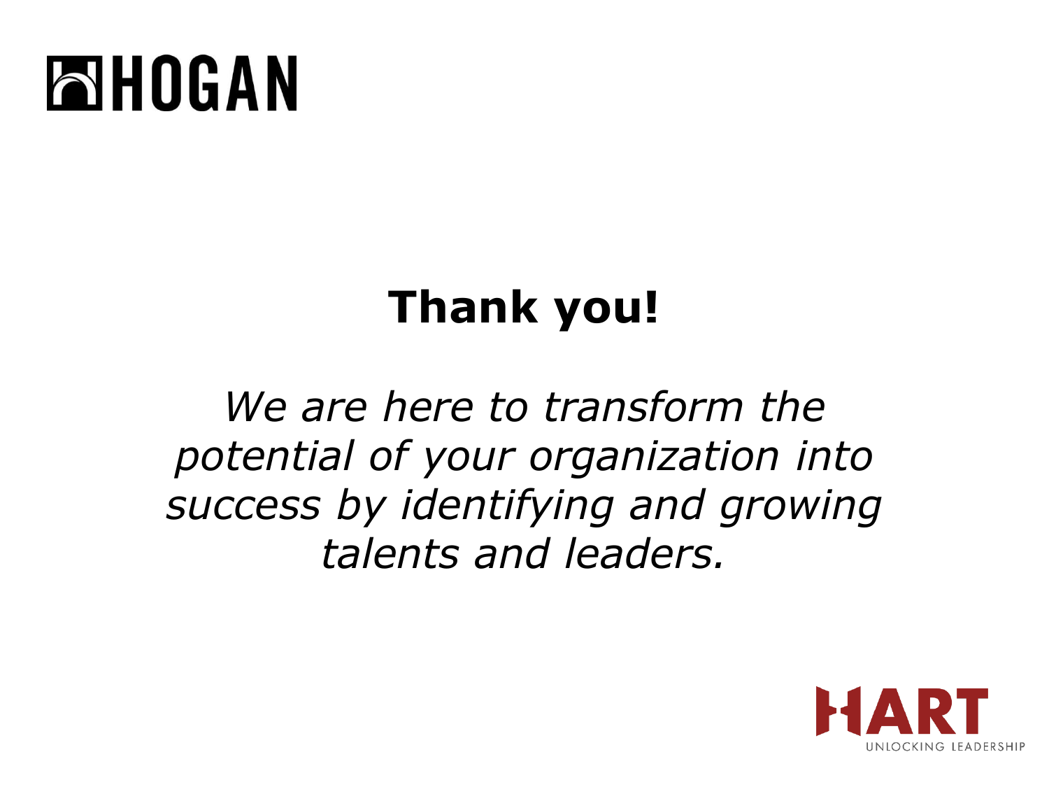HOGAN

# Thank you!

*We are here to transform the potential of your organization into success by identifying and growing talents and leaders.*

HART
UNLOCKING LEADERSHIP